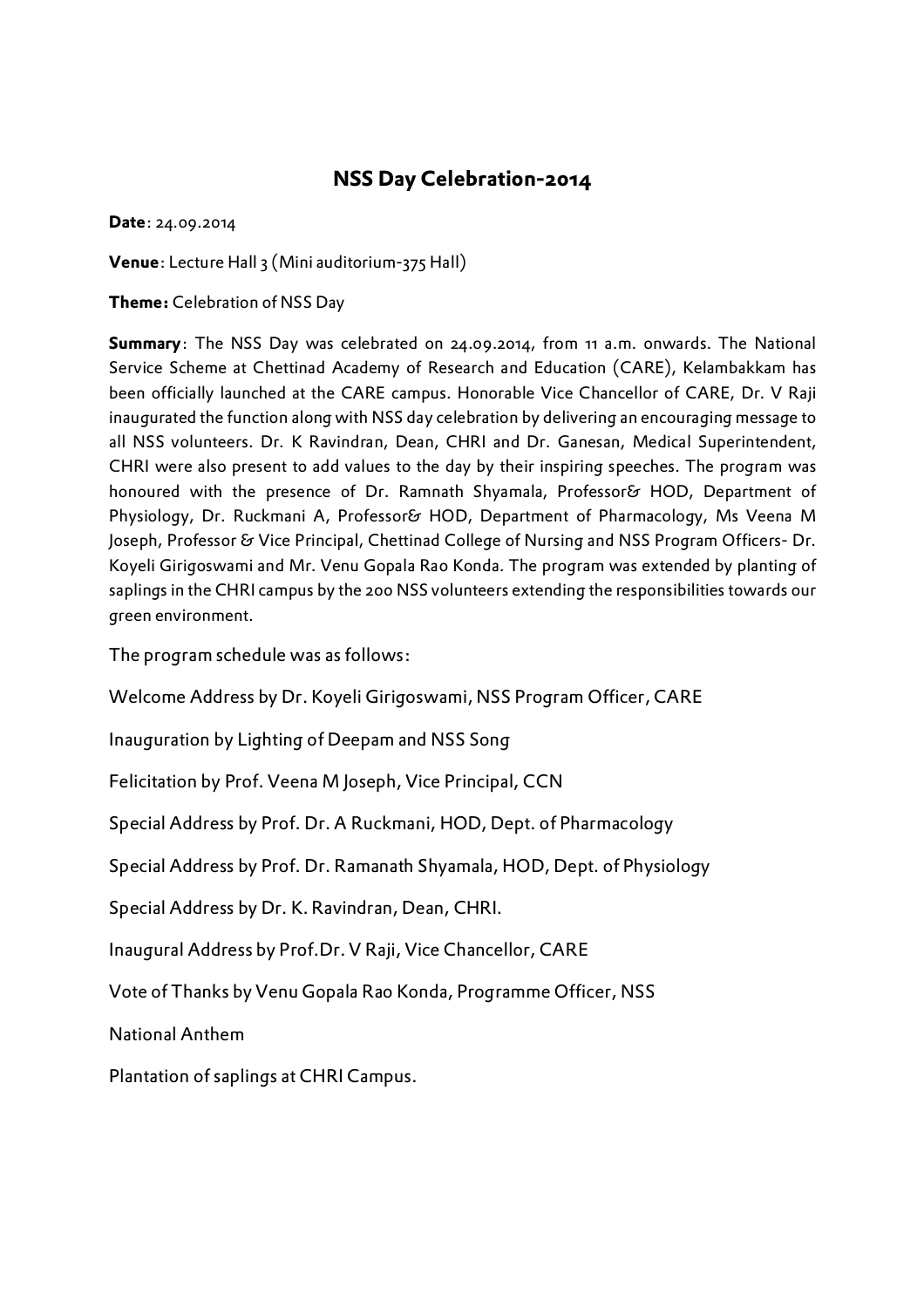# NSS Day Celebration-2014

**Date**: 24.09.2014

**Venue**: Lecture Hall 3 (Mini auditorium-375 Hall)

**Theme:** Celebration of NSS Day

**Summary**: The NSS Day was celebrated on 24.09.2014, from 11 a.m. onwards. The National Service Scheme at Chettinad Academy of Research and Education (CARE), Kelambakkam has been officially launched at the CARE campus. Honorable Vice Chancellor of CARE, Dr. V Raji inaugurated the function along with NSS day celebration by delivering an encouraging message to all NSS volunteers. Dr. K Ravindran, Dean, CHRI and Dr. Ganesan, Medical Superintendent, CHRI were also present to add values to the day by their inspiring speeches. The program was honoured with the presence of Dr. Ramnath Shyamala, Professor& HOD, Department of Physiology, Dr. Ruckmani A, Professor& HOD, Department of Pharmacology, Ms Veena M Joseph, Professor & Vice Principal, Chettinad College of Nursing and NSS Program Officers- Dr. Koyeli Girigoswami and Mr. Venu Gopala Rao Konda. The program was extended by planting of saplings in the CHRI campus by the 200 NSS volunteers extending the responsibilities towards our green environment.

The program schedule was as follows:

Welcome Address by Dr. Koyeli Girigoswami, NSS Program Officer, CARE

Inauguration by Lighting of Deepam and NSS Song

Felicitation by Prof. Veena M Joseph, Vice Principal, CCN

Special Address by Prof. Dr. A Ruckmani, HOD, Dept. of Pharmacology

Special Address by Prof. Dr. Ramanath Shyamala, HOD, Dept. of Physiology

Special Address by Dr. K. Ravindran, Dean, CHRI.

Inaugural Address by Prof.Dr. V Raji, Vice Chancellor, CARE

Vote of Thanks by Venu Gopala Rao Konda, Programme Officer, NSS

National Anthem

Plantation of saplings at CHRI Campus.